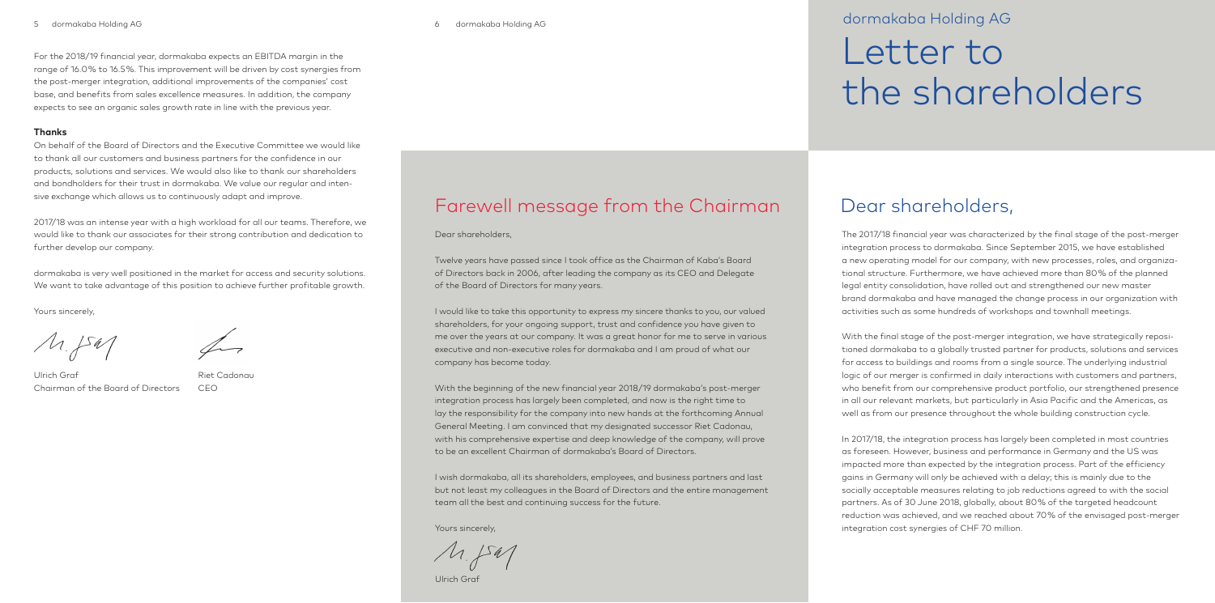For the 2018/19 financial year, dormakaba expects an EBITDA margin in the range of 16.0% to 16.5%. This improvement will be driven by cost synergies from the post-merger integration, additional improvements of the companies' cost base, and benefits from sales excellence measures. In addition, the company expects to see an organic sales growth rate in line with the previous year.

**Thanks**

On behalf of the Board of Directors and the Executive Committee we would like to thank all our customers and business partners for the confidence in our products, solutions and services. We would also like to thank our shareholders and bondholders for their trust in dormakaba. We value our regular and intensive exchange which allows us to continuously adapt and improve.

2017/18 was an intense year with a high workload for all our teams. Therefore, we would like to thank our associates for their strong contribution and dedication to further develop our company.

dormakaba is very well positioned in the market for access and security solutions. We want to take advantage of this position to achieve further profitable growth.

Yours sincerely,

Ulrich Graf
Chairman of the Board of Directors

Riet Cadonau
CEO

## Farewell message from the Chairman

Dear shareholders,

Twelve years have passed since I took office as the Chairman of Kaba's Board of Directors back in 2006, after leading the company as its CEO and Delegate of the Board of Directors for many years.

I would like to take this opportunity to express my sincere thanks to you, our valued shareholders, for your ongoing support, trust and confidence you have given to me over the years at our company. It was a great honor for me to serve in various executive and non-executive roles for dormakaba and I am proud of what our company has become today.

With the beginning of the new financial year 2018/19 dormakaba's post-merger integration process has largely been completed, and now is the right time to lay the responsibility for the company into new hands at the forthcoming Annual General Meeting. I am convinced that my designated successor Riet Cadonau, with his comprehensive expertise and deep knowledge of the company, will prove to be an excellent Chairman of dormakaba's Board of Directors.

I wish dormakaba, all its shareholders, employees, and business partners and last but not least my colleagues in the Board of Directors and the entire management team all the best and continuing success for the future.

Yours sincerely,

Ulrich Graf

dormakaba Holding AG

# Letter to the shareholders

## Dear shareholders,

The 2017/18 financial year was characterized by the final stage of the post-merger integration process to dormakaba. Since September 2015, we have established a new operating model for our company, with new processes, roles, and organizational structure. Furthermore, we have achieved more than 80% of the planned legal entity consolidation, have rolled out and strengthened our new master brand dormakaba and have managed the change process in our organization with activities such as some hundreds of workshops and townhall meetings.

With the final stage of the post-merger integration, we have strategically repositioned dormakaba to a globally trusted partner for products, solutions and services for access to buildings and rooms from a single source. The underlying industrial logic of our merger is confirmed in daily interactions with customers and partners, who benefit from our comprehensive product portfolio, our strengthened presence in all our relevant markets, but particularly in Asia Pacific and the Americas, as well as from our presence throughout the whole building construction cycle.

In 2017/18, the integration process has largely been completed in most countries as foreseen. However, business and performance in Germany and the US was impacted more than expected by the integration process. Part of the efficiency gains in Germany will only be achieved with a delay; this is mainly due to the socially acceptable measures relating to job reductions agreed to with the social partners. As of 30 June 2018, globally, about 80% of the targeted headcount reduction was achieved, and we reached about 70% of the envisaged post-merger integration cost synergies of CHF 70 million.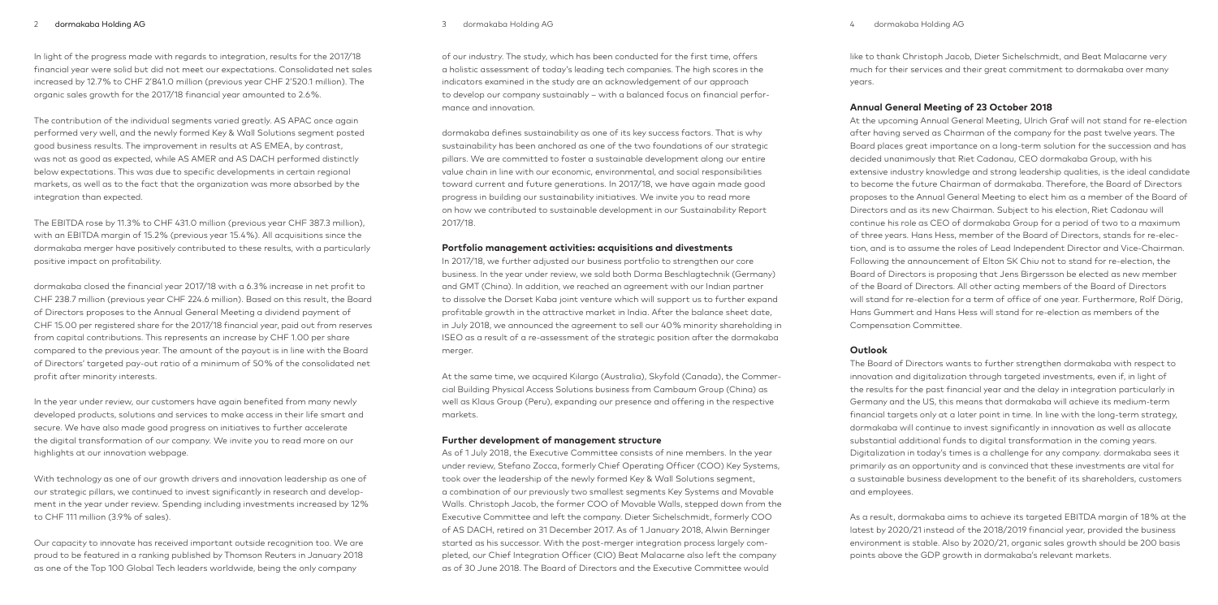In light of the progress made with regards to integration, results for the 2017/18 financial year were solid but did not meet our expectations. Consolidated net sales increased by 12.7% to CHF 2'841.0 million (previous year CHF 2'520.1 million). The organic sales growth for the 2017/18 financial year amounted to 2.6%.

The contribution of the individual segments varied greatly. AS APAC once again performed very well, and the newly formed Key & Wall Solutions segment posted good business results. The improvement in results at AS EMEA, by contrast, was not as good as expected, while AS AMER and AS DACH performed distinctly below expectations. This was due to specific developments in certain regional markets, as well as to the fact that the organization was more absorbed by the integration than expected.

The EBITDA rose by 11.3% to CHF 431.0 million (previous year CHF 387.3 million), with an EBITDA margin of 15.2% (previous year 15.4%). All acquisitions since the dormakaba merger have positively contributed to these results, with a particularly positive impact on profitability.

dormakaba closed the financial year 2017/18 with a 6.3% increase in net profit to CHF 238.7 million (previous year CHF 224.6 million). Based on this result, the Board of Directors proposes to the Annual General Meeting a dividend payment of CHF 15.00 per registered share for the 2017/18 financial year, paid out from reserves from capital contributions. This represents an increase by CHF 1.00 per share compared to the previous year. The amount of the payout is in line with the Board of Directors' targeted pay-out ratio of a minimum of 50% of the consolidated net profit after minority interests.

In the year under review, our customers have again benefited from many newly developed products, solutions and services to make access in their life smart and secure. We have also made good progress on initiatives to further accelerate the digital transformation of our company. We invite you to read more on our highlights at our innovation webpage.

With technology as one of our growth drivers and innovation leadership as one of our strategic pillars, we continued to invest significantly in research and development in the year under review. Spending including investments increased by 12% to CHF 111 million (3.9% of sales).

Our capacity to innovate has received important outside recognition too. We are proud to be featured in a ranking published by Thomson Reuters in January 2018 as one of the Top 100 Global Tech leaders worldwide, being the only company of our industry. The study, which has been conducted for the first time, offers a holistic assessment of today's leading tech companies. The high scores in the indicators examined in the study are an acknowledgement of our approach to develop our company sustainably – with a balanced focus on financial performance and innovation.

dormakaba defines sustainability as one of its key success factors. That is why sustainability has been anchored as one of the two foundations of our strategic pillars. We are committed to foster a sustainable development along our entire value chain in line with our economic, environmental, and social responsibilities toward current and future generations. In 2017/18, we have again made good progress in building our sustainability initiatives. We invite you to read more on how we contributed to sustainable development in our Sustainability Report 2017/18.

### Portfolio management activities: acquisitions and divestments

In 2017/18, we further adjusted our business portfolio to strengthen our core business. In the year under review, we sold both Dorma Beschlagtechnik (Germany) and GMT (China). In addition, we reached an agreement with our Indian partner to dissolve the Dorset Kaba joint venture which will support us to further expand profitable growth in the attractive market in India. After the balance sheet date, in July 2018, we announced the agreement to sell our 40% minority shareholding in ISEO as a result of a re-assessment of the strategic position after the dormakaba merger.

At the same time, we acquired Kilargo (Australia), Skyfold (Canada), the Commercial Building Physical Access Solutions business from Cambaum Group (China) as well as Klaus Group (Peru), expanding our presence and offering in the respective markets.

### Further development of management structure

As of 1 July 2018, the Executive Committee consists of nine members. In the year under review, Stefano Zocca, formerly Chief Operating Officer (COO) Key Systems, took over the leadership of the newly formed Key & Wall Solutions segment, a combination of our previously two smallest segments Key Systems and Movable Walls. Christoph Jacob, the former COO of Movable Walls, stepped down from the Executive Committee and left the company. Dieter Sichelschmidt, formerly COO of AS DACH, retired on 31 December 2017. As of 1 January 2018, Alwin Berninger started as his successor. With the post-merger integration process largely completed, our Chief Integration Officer (CIO) Beat Malacarne also left the company as of 30 June 2018. The Board of Directors and the Executive Committee would like to thank Christoph Jacob, Dieter Sichelschmidt, and Beat Malacarne very much for their services and their great commitment to dormakaba over many years.

### Annual General Meeting of 23 October 2018

At the upcoming Annual General Meeting, Ulrich Graf will not stand for re-election after having served as Chairman of the company for the past twelve years. The Board places great importance on a long-term solution for the succession and has decided unanimously that Riet Cadonau, CEO dormakaba Group, with his extensive industry knowledge and strong leadership qualities, is the ideal candidate to become the future Chairman of dormakaba. Therefore, the Board of Directors proposes to the Annual General Meeting to elect him as a member of the Board of Directors and as its new Chairman. Subject to his election, Riet Cadonau will continue his role as CEO of dormakaba Group for a period of two to a maximum of three years. Hans Hess, member of the Board of Directors, stands for re-election, and is to assume the roles of Lead Independent Director and Vice-Chairman. Following the announcement of Elton SK Chiu not to stand for re-election, the Board of Directors is proposing that Jens Birgersson be elected as new member of the Board of Directors. All other acting members of the Board of Directors will stand for re-election for a term of office of one year. Furthermore, Rolf Dörig, Hans Gummert and Hans Hess will stand for re-election as members of the Compensation Committee.

### Outlook

The Board of Directors wants to further strengthen dormakaba with respect to innovation and digitalization through targeted investments, even if, in light of the results for the past financial year and the delay in integration particularly in Germany and the US, this means that dormakaba will achieve its medium-term financial targets only at a later point in time. In line with the long-term strategy, dormakaba will continue to invest significantly in innovation as well as allocate substantial additional funds to digital transformation in the coming years. Digitalization in today's times is a challenge for any company. dormakaba sees it primarily as an opportunity and is convinced that these investments are vital for a sustainable business development to the benefit of its shareholders, customers and employees.

As a result, dormakaba aims to achieve its targeted EBITDA margin of 18% at the latest by 2020/21 instead of the 2018/2019 financial year, provided the business environment is stable. Also by 2020/21, organic sales growth should be 200 basis points above the GDP growth in dormakaba's relevant markets.